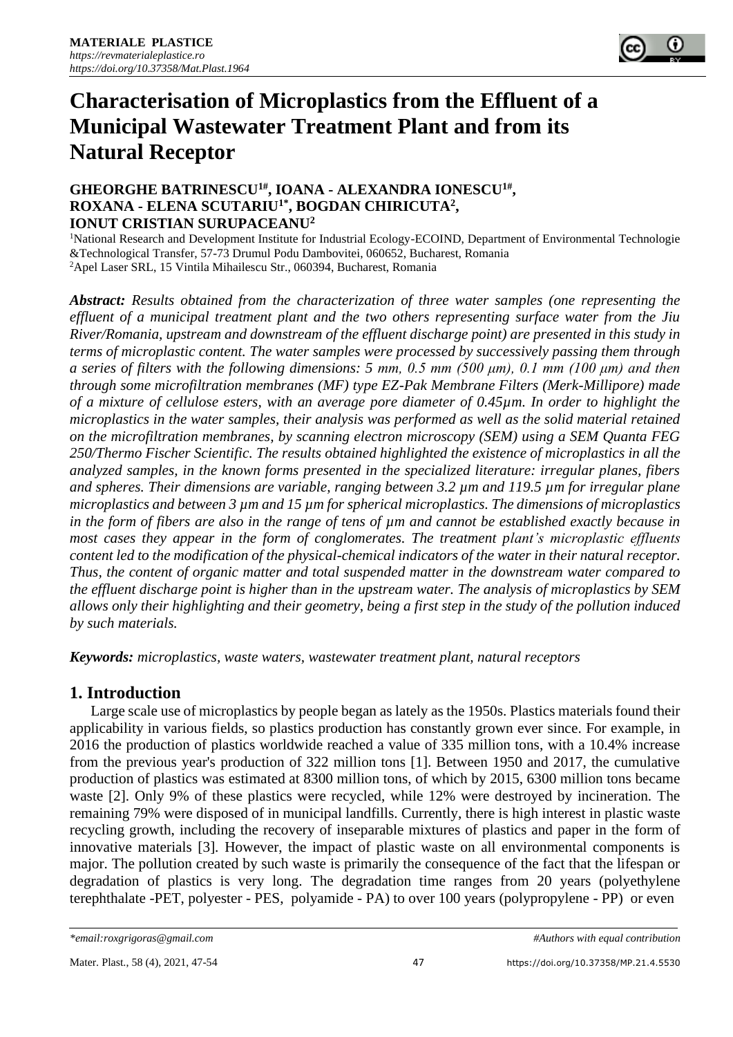# Characterisation of Microplastics from the Effluent of a Municipal Wastewater Treatment Plant and from its Natural Receptor

**GHEORGHE BATRINESCU[1#], IOANA - ALEXANDRA IONESCU[1#], ROXANA - ELENA SCUTARIU[1*], BOGDAN CHIRICUTA[2], IONUT CRISTIAN SURUPACEANU[2]**

[1]National Research and Development Institute for Industrial Ecology-ECOIND, Department of Environmental Technologie &Technological Transfer, 57-73 Drumul Podu Dambovitei, 060652, Bucharest, Romania

[2]Apel Laser SRL, 15 Vintila Mihailescu Str., 060394, Bucharest, Romania

***Abstract:*** *Results obtained from the characterization of three water samples (one representing the effluent of a municipal treatment plant and the two others representing surface water from the Jiu River/Romania, upstream and downstream of the effluent discharge point) are presented in this study in terms of microplastic content. The water samples were processed by successively passing them through a series of filters with the following dimensions: 5 mm, 0.5 mm (500 μm), 0.1 mm (100 μm) and then through some microfiltration membranes (MF) type EZ-Pak Membrane Filters (Merk-Millipore) made of a mixture of cellulose esters, with an average pore diameter of 0.45μm. In order to highlight the microplastics in the water samples, their analysis was performed as well as the solid material retained on the microfiltration membranes, by scanning electron microscopy (SEM) using a SEM Quanta FEG 250/Thermo Fischer Scientific. The results obtained highlighted the existence of microplastics in all the analyzed samples, in the known forms presented in the specialized literature: irregular planes, fibers and spheres. Their dimensions are variable, ranging between 3.2 μm and 119.5 μm for irregular plane microplastics and between 3 μm and 15 μm for spherical microplastics. The dimensions of microplastics in the form of fibers are also in the range of tens of μm and cannot be established exactly because in most cases they appear in the form of conglomerates. The treatment plant's microplastic effluents content led to the modification of the physical-chemical indicators of the water in their natural receptor. Thus, the content of organic matter and total suspended matter in the downstream water compared to the effluent discharge point is higher than in the upstream water. The analysis of microplastics by SEM allows only their highlighting and their geometry, being a first step in the study of the pollution induced by such materials.*

***Keywords:*** *microplastics, waste waters, wastewater treatment plant, natural receptors*

## 1. Introduction

Large scale use of microplastics by people began as lately as the 1950s. Plastics materials found their applicability in various fields, so plastics production has constantly grown ever since. For example, in 2016 the production of plastics worldwide reached a value of 335 million tons, with a 10.4% increase from the previous year's production of 322 million tons [1]. Between 1950 and 2017, the cumulative production of plastics was estimated at 8300 million tons, of which by 2015, 6300 million tons became waste [2]. Only 9% of these plastics were recycled, while 12% were destroyed by incineration. The remaining 79% were disposed of in municipal landfills. Currently, there is high interest in plastic waste recycling growth, including the recovery of inseparable mixtures of plastics and paper in the form of innovative materials [3]. However, the impact of plastic waste on all environmental components is major. The pollution created by such waste is primarily the consequence of the fact that the lifespan or degradation of plastics is very long. The degradation time ranges from 20 years (polyethylene terephthalate -PET, polyester - PES, polyamide - PA) to over 100 years (polypropylene - PP) or even

*\*email:roxgrigoras@gmail.com* *#Authors with equal contribution*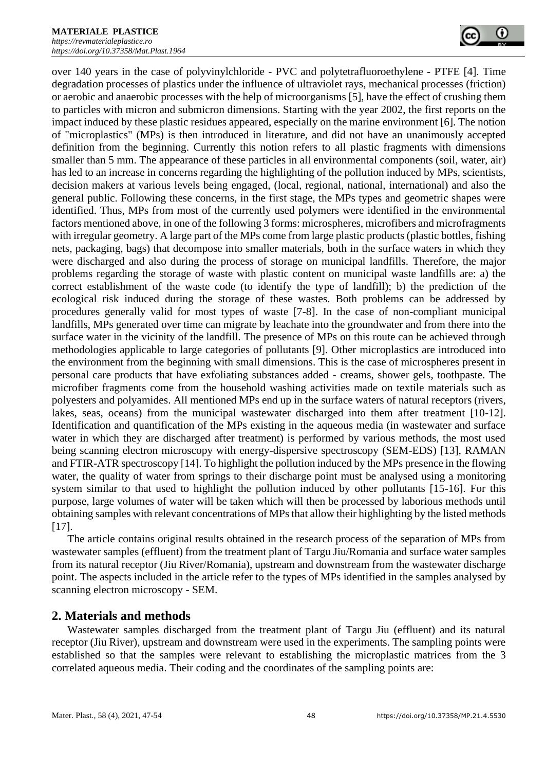over 140 years in the case of polyvinylchloride - PVC and polytetrafluoroethylene - PTFE [4]. Time degradation processes of plastics under the influence of ultraviolet rays, mechanical processes (friction) or aerobic and anaerobic processes with the help of microorganisms [5], have the effect of crushing them to particles with micron and submicron dimensions. Starting with the year 2002, the first reports on the impact induced by these plastic residues appeared, especially on the marine environment [6]. The notion of "microplastics" (MPs) is then introduced in literature, and did not have an unanimously accepted definition from the beginning. Currently this notion refers to all plastic fragments with dimensions smaller than 5 mm. The appearance of these particles in all environmental components (soil, water, air) has led to an increase in concerns regarding the highlighting of the pollution induced by MPs, scientists, decision makers at various levels being engaged, (local, regional, national, international) and also the general public. Following these concerns, in the first stage, the MPs types and geometric shapes were identified. Thus, MPs from most of the currently used polymers were identified in the environmental factors mentioned above, in one of the following 3 forms: microspheres, microfibers and microfragments with irregular geometry. A large part of the MPs come from large plastic products (plastic bottles, fishing nets, packaging, bags) that decompose into smaller materials, both in the surface waters in which they were discharged and also during the process of storage on municipal landfills. Therefore, the major problems regarding the storage of waste with plastic content on municipal waste landfills are: a) the correct establishment of the waste code (to identify the type of landfill); b) the prediction of the ecological risk induced during the storage of these wastes. Both problems can be addressed by procedures generally valid for most types of waste [7-8]. In the case of non-compliant municipal landfills, MPs generated over time can migrate by leachate into the groundwater and from there into the surface water in the vicinity of the landfill. The presence of MPs on this route can be achieved through methodologies applicable to large categories of pollutants [9]. Other microplastics are introduced into the environment from the beginning with small dimensions. This is the case of microspheres present in personal care products that have exfoliating substances added - creams, shower gels, toothpaste. The microfiber fragments come from the household washing activities made on textile materials such as polyesters and polyamides. All mentioned MPs end up in the surface waters of natural receptors (rivers, lakes, seas, oceans) from the municipal wastewater discharged into them after treatment [10-12]. Identification and quantification of the MPs existing in the aqueous media (in wastewater and surface water in which they are discharged after treatment) is performed by various methods, the most used being scanning electron microscopy with energy-dispersive spectroscopy (SEM-EDS) [13], RAMAN and FTIR-ATR spectroscopy [14]. To highlight the pollution induced by the MPs presence in the flowing water, the quality of water from springs to their discharge point must be analysed using a monitoring system similar to that used to highlight the pollution induced by other pollutants [15-16]. For this purpose, large volumes of water will be taken which will then be processed by laborious methods until obtaining samples with relevant concentrations of MPs that allow their highlighting by the listed methods [17].

The article contains original results obtained in the research process of the separation of MPs from wastewater samples (effluent) from the treatment plant of Targu Jiu/Romania and surface water samples from its natural receptor (Jiu River/Romania), upstream and downstream from the wastewater discharge point. The aspects included in the article refer to the types of MPs identified in the samples analysed by scanning electron microscopy - SEM.

## 2. Materials and methods

Wastewater samples discharged from the treatment plant of Targu Jiu (effluent) and its natural receptor (Jiu River), upstream and downstream were used in the experiments. The sampling points were established so that the samples were relevant to establishing the microplastic matrices from the 3 correlated aqueous media. Their coding and the coordinates of the sampling points are: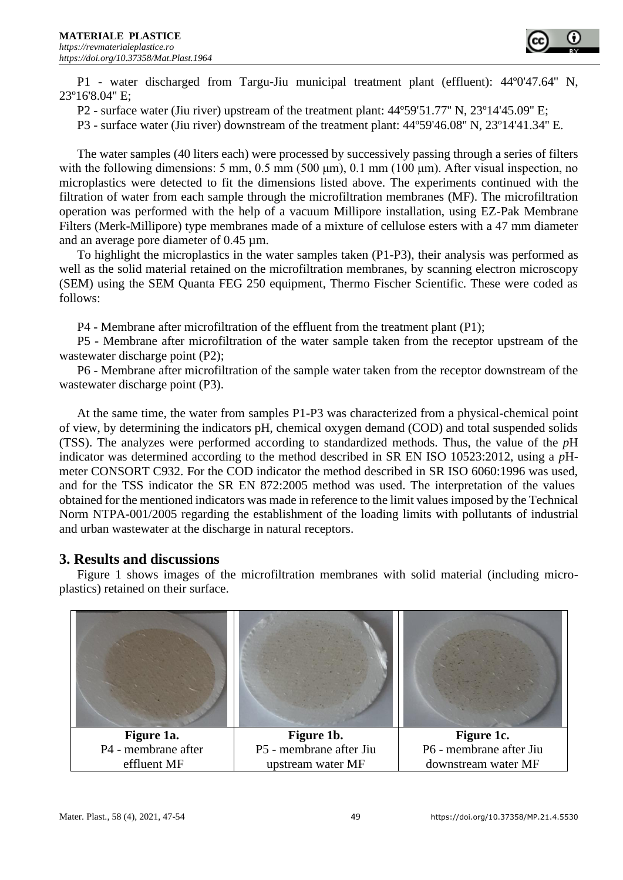P1 - water discharged from Targu-Jiu municipal treatment plant (effluent): 44º0'47.64" N, 23º16'8.04" E;

P2 - surface water (Jiu river) upstream of the treatment plant: 44º59'51.77" N, 23º14'45.09" E;

P3 - surface water (Jiu river) downstream of the treatment plant: 44º59'46.08" N, 23º14'41.34" E.

The water samples (40 liters each) were processed by successively passing through a series of filters with the following dimensions: 5 mm, 0.5 mm (500 μm), 0.1 mm (100 μm). After visual inspection, no microplastics were detected to fit the dimensions listed above. The experiments continued with the filtration of water from each sample through the microfiltration membranes (MF). The microfiltration operation was performed with the help of a vacuum Millipore installation, using EZ-Pak Membrane Filters (Merk-Millipore) type membranes made of a mixture of cellulose esters with a 47 mm diameter and an average pore diameter of 0.45 µm.

To highlight the microplastics in the water samples taken (P1-P3), their analysis was performed as well as the solid material retained on the microfiltration membranes, by scanning electron microscopy (SEM) using the SEM Quanta FEG 250 equipment, Thermo Fischer Scientific. These were coded as follows:

P4 - Membrane after microfiltration of the effluent from the treatment plant (P1);

P5 - Membrane after microfiltration of the water sample taken from the receptor upstream of the wastewater discharge point (P2);

P6 - Membrane after microfiltration of the sample water taken from the receptor downstream of the wastewater discharge point (P3).

At the same time, the water from samples P1-P3 was characterized from a physical-chemical point of view, by determining the indicators pH, chemical oxygen demand (COD) and total suspended solids (TSS). The analyzes were performed according to standardized methods. Thus, the value of the *p*H indicator was determined according to the method described in SR EN ISO 10523:2012, using a *p*H-meter CONSORT C932. For the COD indicator the method described in SR ISO 6060:1996 was used, and for the TSS indicator the SR EN 872:2005 method was used. The interpretation of the values obtained for the mentioned indicators was made in reference to the limit values imposed by the Technical Norm NTPA-001/2005 regarding the establishment of the loading limits with pollutants of industrial and urban wastewater at the discharge in natural receptors.

## 3. Results and discussions

Figure 1 shows images of the microfiltration membranes with solid material (including micro-plastics) retained on their surface.

| **Figure 1a.** P4 - membrane after effluent MF | **Figure 1b.** P5 - membrane after Jiu upstream water MF | **Figure 1c.** P6 - membrane after Jiu downstream water MF |
|---|---|---|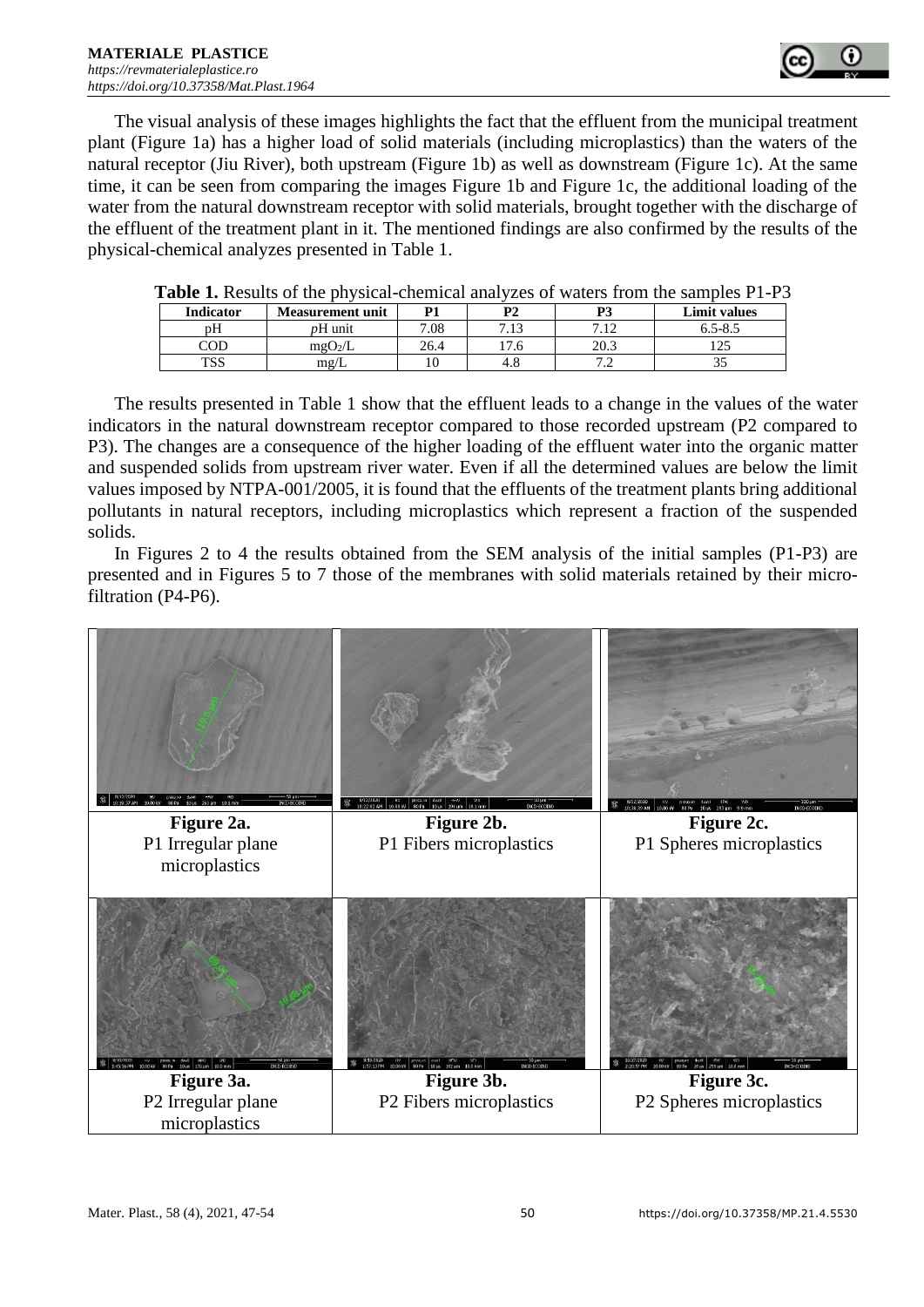The visual analysis of these images highlights the fact that the effluent from the municipal treatment plant (Figure 1a) has a higher load of solid materials (including microplastics) than the waters of the natural receptor (Jiu River), both upstream (Figure 1b) as well as downstream (Figure 1c). At the same time, it can be seen from comparing the images Figure 1b and Figure 1c, the additional loading of the water from the natural downstream receptor with solid materials, brought together with the discharge of the effluent of the treatment plant in it. The mentioned findings are also confirmed by the results of the physical-chemical analyzes presented in Table 1.

**Table 1.** Results of the physical-chemical analyzes of waters from the samples P1-P3

| Indicator | Measurement unit | P1 | P2 | P3 | Limit values |
|---|---|---|---|---|---|
| pH | *p*H unit | 7.08 | 7.13 | 7.12 | 6.5-8.5 |
| COD | $mgO_2/L$ | 26.4 | 17.6 | 20.3 | 125 |
| TSS | mg/L | 10 | 4.8 | 7.2 | 35 |

The results presented in Table 1 show that the effluent leads to a change in the values of the water indicators in the natural downstream receptor compared to those recorded upstream (P2 compared to P3). The changes are a consequence of the higher loading of the effluent water into the organic matter and suspended solids from upstream river water. Even if all the determined values are below the limit values imposed by NTPA-001/2005, it is found that the effluents of the treatment plants bring additional pollutants in natural receptors, including microplastics which represent a fraction of the suspended solids.

In Figures 2 to 4 the results obtained from the SEM analysis of the initial samples (P1-P3) are presented and in Figures 5 to 7 those of the membranes with solid materials retained by their micro-filtration (P4-P6).

**Figure 2a.** P1 Irregular plane microplastics

**Figure 2b.** P1 Fibers microplastics

**Figure 2c.** P1 Spheres microplastics

**Figure 3a.** P2 Irregular plane microplastics

**Figure 3b.** P2 Fibers microplastics

**Figure 3c.** P2 Spheres microplastics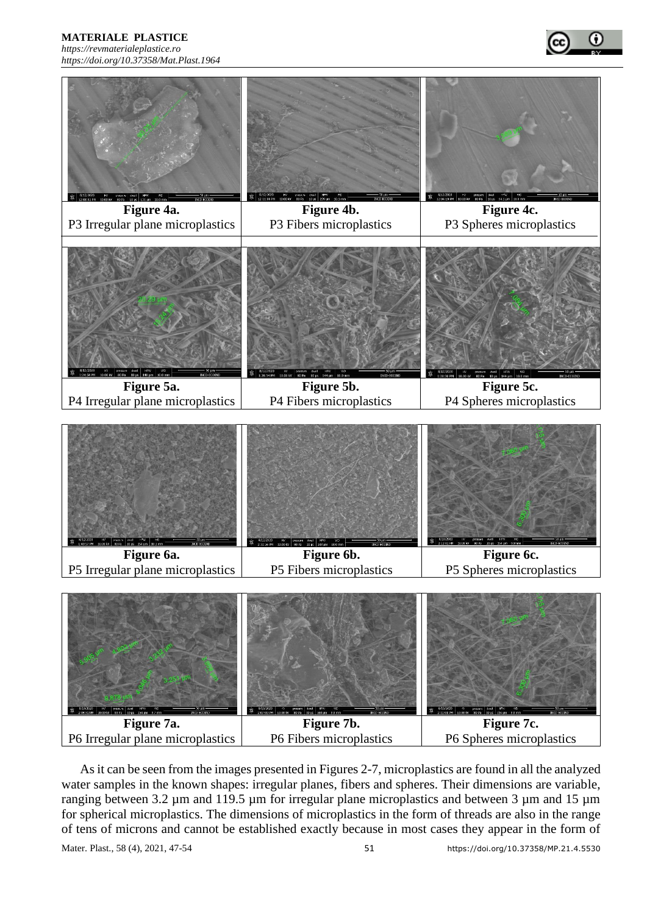Figure 4a.
P3 Irregular plane microplastics

Figure 4b.
P3 Fibers microplastics

Figure 4c.
P3 Spheres microplastics

Figure 5a.
P4 Irregular plane microplastics

Figure 5b.
P4 Fibers microplastics

Figure 5c.
P4 Spheres microplastics

Figure 6a.
P5 Irregular plane microplastics

Figure 6b.
P5 Fibers microplastics

Figure 6c.
P5 Spheres microplastics

Figure 7a.
P6 Irregular plane microplastics

Figure 7b.
P6 Fibers microplastics

Figure 7c.
P6 Spheres microplastics

As it can be seen from the images presented in Figures 2-7, microplastics are found in all the analyzed water samples in the known shapes: irregular planes, fibers and spheres. Their dimensions are variable, ranging between 3.2 µm and 119.5 µm for irregular plane microplastics and between 3 µm and 15 µm for spherical microplastics. The dimensions of microplastics in the form of threads are also in the range of tens of microns and cannot be established exactly because in most cases they appear in the form of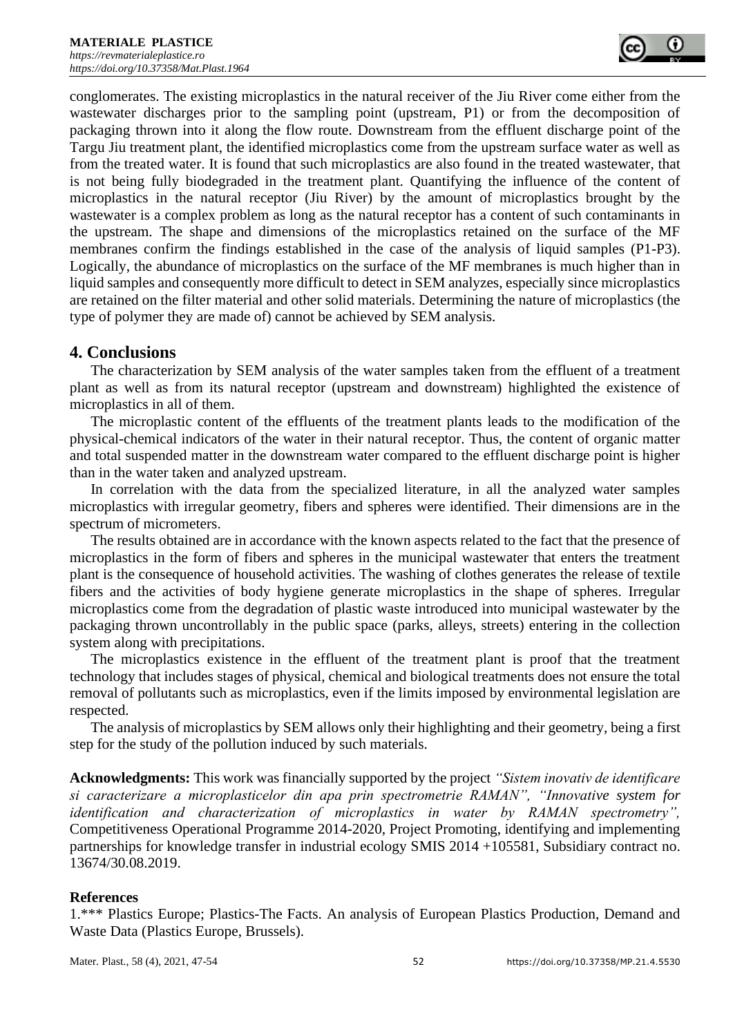conglomerates. The existing microplastics in the natural receiver of the Jiu River come either from the wastewater discharges prior to the sampling point (upstream, P1) or from the decomposition of packaging thrown into it along the flow route. Downstream from the effluent discharge point of the Targu Jiu treatment plant, the identified microplastics come from the upstream surface water as well as from the treated water. It is found that such microplastics are also found in the treated wastewater, that is not being fully biodegraded in the treatment plant. Quantifying the influence of the content of microplastics in the natural receptor (Jiu River) by the amount of microplastics brought by the wastewater is a complex problem as long as the natural receptor has a content of such contaminants in the upstream. The shape and dimensions of the microplastics retained on the surface of the MF membranes confirm the findings established in the case of the analysis of liquid samples (P1-P3). Logically, the abundance of microplastics on the surface of the MF membranes is much higher than in liquid samples and consequently more difficult to detect in SEM analyzes, especially since microplastics are retained on the filter material and other solid materials. Determining the nature of microplastics (the type of polymer they are made of) cannot be achieved by SEM analysis.

## 4. Conclusions

The characterization by SEM analysis of the water samples taken from the effluent of a treatment plant as well as from its natural receptor (upstream and downstream) highlighted the existence of microplastics in all of them.

The microplastic content of the effluents of the treatment plants leads to the modification of the physical-chemical indicators of the water in their natural receptor. Thus, the content of organic matter and total suspended matter in the downstream water compared to the effluent discharge point is higher than in the water taken and analyzed upstream.

In correlation with the data from the specialized literature, in all the analyzed water samples microplastics with irregular geometry, fibers and spheres were identified. Their dimensions are in the spectrum of micrometers.

The results obtained are in accordance with the known aspects related to the fact that the presence of microplastics in the form of fibers and spheres in the municipal wastewater that enters the treatment plant is the consequence of household activities. The washing of clothes generates the release of textile fibers and the activities of body hygiene generate microplastics in the shape of spheres. Irregular microplastics come from the degradation of plastic waste introduced into municipal wastewater by the packaging thrown uncontrollably in the public space (parks, alleys, streets) entering in the collection system along with precipitations.

The microplastics existence in the effluent of the treatment plant is proof that the treatment technology that includes stages of physical, chemical and biological treatments does not ensure the total removal of pollutants such as microplastics, even if the limits imposed by environmental legislation are respected.

The analysis of microplastics by SEM allows only their highlighting and their geometry, being a first step for the study of the pollution induced by such materials.

**Acknowledgments:** This work was financially supported by the project *"Sistem inovativ de identificare si caracterizare a microplasticelor din apa prin spectrometrie RAMAN", "Innovative system for identification and characterization of microplastics in water by RAMAN spectrometry",* Competitiveness Operational Programme 2014-2020, Project Promoting, identifying and implementing partnerships for knowledge transfer in industrial ecology SMIS 2014 +105581, Subsidiary contract no. 13674/30.08.2019.

**References**

1.*** Plastics Europe; Plastics-The Facts. An analysis of European Plastics Production, Demand and Waste Data (Plastics Europe, Brussels).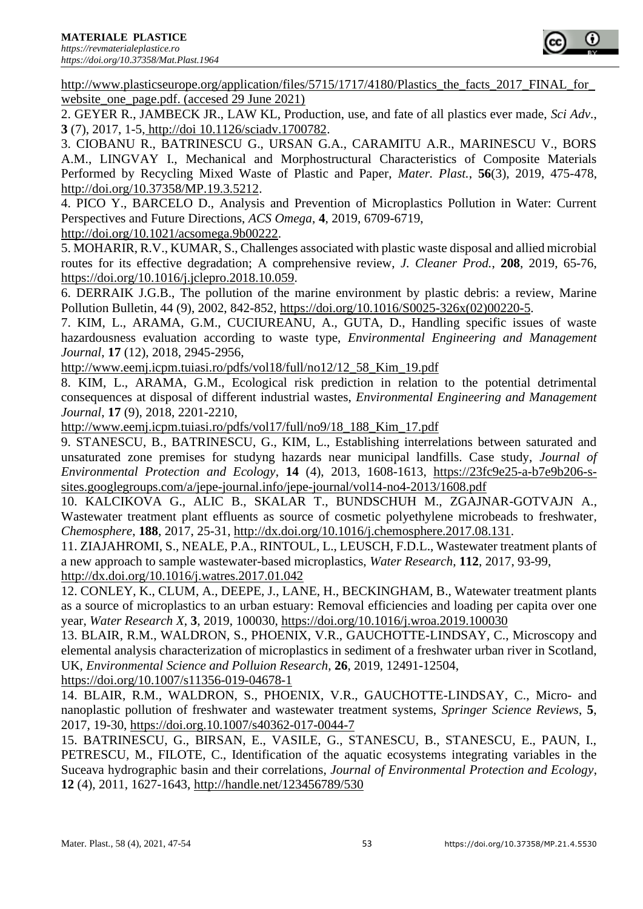http://www.plasticseurope.org/application/files/5715/1717/4180/Plastics_the_facts_2017_FINAL_for_website_one_page.pdf. (accesed 29 June 2021)

2. GEYER R., JAMBECK JR., LAW KL, Production, use, and fate of all plastics ever made, *Sci Adv*., **3** (7), 2017, 1-5, http://doi 10.1126/sciadv.1700782.

3. CIOBANU R., BATRINESCU G., URSAN G.A., CARAMITU A.R., MARINESCU V., BORS A.M., LINGVAY I., Mechanical and Morphostructural Characteristics of Composite Materials Performed by Recycling Mixed Waste of Plastic and Paper, *Mater. Plast.*, **56**(3), 2019, 475-478, http://doi.org/10.37358/MP.19.3.5212.

4. PICO Y., BARCELO D., Analysis and Prevention of Microplastics Pollution in Water: Current Perspectives and Future Directions, *ACS Omega*, **4**, 2019, 6709-6719, http://doi.org/10.1021/acsomega.9b00222.

5. MOHARIR, R.V., KUMAR, S., Challenges associated with plastic waste disposal and allied microbial routes for its effective degradation; A comprehensive review, *J. Cleaner Prod.*, **208**, 2019, 65-76, https://doi.org/10.1016/j.jclepro.2018.10.059.

6. DERRAIK J.G.B., The pollution of the marine environment by plastic debris: a review, Marine Pollution Bulletin, 44 (9), 2002, 842-852, https://doi.org/10.1016/S0025-326x(02)00220-5.

7. KIM, L., ARAMA, G.M., CUCIUREANU, A., GUTA, D., Handling specific issues of waste hazardousness evaluation according to waste type, *Environmental Engineering and Management Journal*, **17** (12), 2018, 2945-2956, http://www.eemj.icpm.tuiasi.ro/pdfs/vol18/full/no12/12_58_Kim_19.pdf

8. KIM, L., ARAMA, G.M., Ecological risk prediction in relation to the potential detrimental consequences at disposal of different industrial wastes, *Environmental Engineering and Management Journal*, **17** (9), 2018, 2201-2210, http://www.eemj.icpm.tuiasi.ro/pdfs/vol17/full/no9/18_188_Kim_17.pdf

9. STANESCU, B., BATRINESCU, G., KIM, L., Establishing interrelations between saturated and unsaturated zone premises for studyng hazards near municipal landfills. Case study, *Journal of Environmental Protection and Ecology*, **14** (4), 2013, 1608-1613, https://23fc9e25-a-b7e9b206-s-sites.googlegroups.com/a/jepe-journal.info/jepe-journal/vol14-no4-2013/1608.pdf

10. KALCIKOVA G., ALIC B., SKALAR T., BUNDSCHUH M., ZGAJNAR-GOTVAJN A., Wastewater treatment plant effluents as source of cosmetic polyethylene microbeads to freshwater, *Chemosphere*, **188**, 2017, 25-31, http://dx.doi.org/10.1016/j.chemosphere.2017.08.131.

11. ZIAJAHROMI, S., NEALE, P.A., RINTOUL, L., LEUSCH, F.D.L., Wastewater treatment plants of a new approach to sample wastewater-based microplastics, *Water Research*, **112**, 2017, 93-99, http://dx.doi.org/10.1016/j.watres.2017.01.042

12. CONLEY, K., CLUM, A., DEEPE, J., LANE, H., BECKINGHAM, B., Watewater treatment plants as a source of microplastics to an urban estuary: Removal efficiencies and loading per capita over one year, *Water Research X*, **3**, 2019, 100030, https://doi.org/10.1016/j.wroa.2019.100030

13. BLAIR, R.M., WALDRON, S., PHOENIX, V.R., GAUCHOTTE-LINDSAY, C., Microscopy and elemental analysis characterization of microplastics in sediment of a freshwater urban river in Scotland, UK, *Environmental Science and Polluion Research*, **26**, 2019, 12491-12504, https://doi.org/10.1007/s11356-019-04678-1

14. BLAIR, R.M., WALDRON, S., PHOENIX, V.R., GAUCHOTTE-LINDSAY, C., Micro- and nanoplastic pollution of freshwater and wastewater treatment systems, *Springer Science Reviews*, **5**, 2017, 19-30, https://doi.org.10.1007/s40362-017-0044-7

15. BATRINESCU, G., BIRSAN, E., VASILE, G., STANESCU, B., STANESCU, E., PAUN, I., PETRESCU, M., FILOTE, C., Identification of the aquatic ecosystems integrating variables in the Suceava hydrographic basin and their correlations, *Journal of Environmental Protection and Ecology*, **12** (4), 2011, 1627-1643, http://handle.net/123456789/530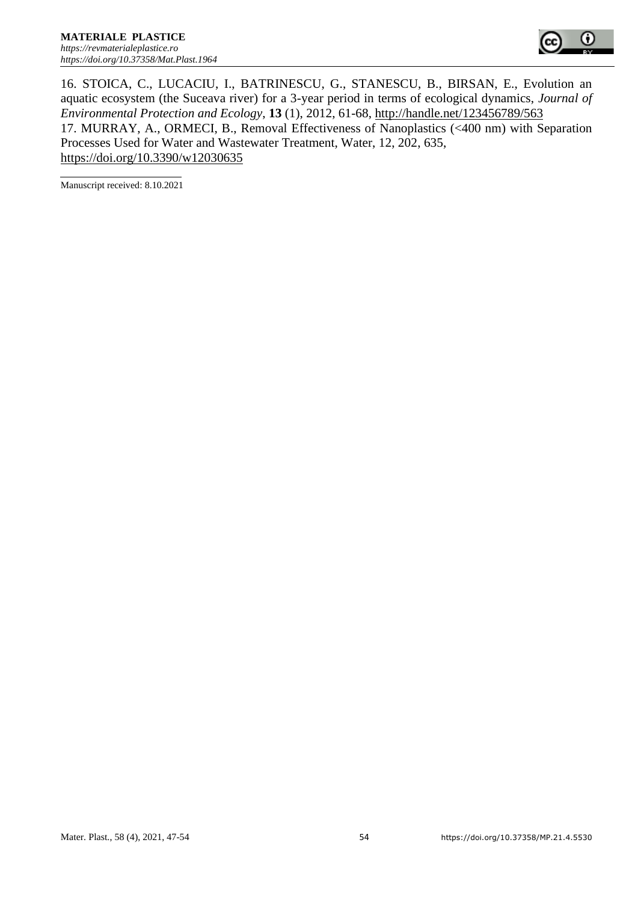16. STOICA, C., LUCACIU, I., BATRINESCU, G., STANESCU, B., BIRSAN, E., Evolution an aquatic ecosystem (the Suceava river) for a 3-year period in terms of ecological dynamics, *Journal of Environmental Protection and Ecology*, **13** (1), 2012, 61-68, http://handle.net/123456789/563

17. MURRAY, A., ORMECI, B., Removal Effectiveness of Nanoplastics (<400 nm) with Separation Processes Used for Water and Wastewater Treatment, Water, 12, 202, 635, https://doi.org/10.3390/w12030635

Manuscript received: 8.10.2021